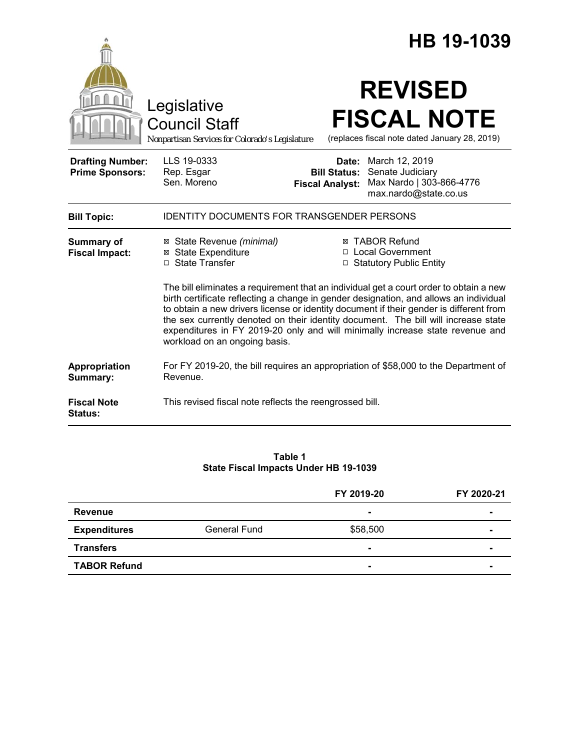# HB 19-1039

Legislative Council Staff
*Nonpartisan Services for Colorado's Legislature*

# REVISED FISCAL NOTE

(replaces fiscal note dated January 28, 2019)

| | | | |
|---|---|---|---|
| **Drafting Number:** | LLS 19-0333 | **Date:** | March 12, 2019 |
| **Prime Sponsors:** | Rep. Esgar<br>Sen. Moreno | **Bill Status:** | Senate Judiciary |
| | | **Fiscal Analyst:** | Max Nardo \| 303-866-4776<br>max.nardo@state.co.us |

**Bill Topic:** IDENTITY DOCUMENTS FOR TRANSGENDER PERSONS

**Summary of Fiscal Impact:**

- ☒ State Revenue *(minimal)*
- ☒ State Expenditure
- ☐ State Transfer
- ☒ TABOR Refund
- ☐ Local Government
- ☐ Statutory Public Entity

The bill eliminates a requirement that an individual get a court order to obtain a new birth certificate reflecting a change in gender designation, and allows an individual to obtain a new drivers license or identity document if their gender is different from the sex currently denoted on their identity document. The bill will increase state expenditures in FY 2019-20 only and will minimally increase state revenue and workload on an ongoing basis.

**Appropriation Summary:** For FY 2019-20, the bill requires an appropriation of $58,000 to the Department of Revenue.

**Fiscal Note Status:** This revised fiscal note reflects the reengrossed bill.

**Table 1**
**State Fiscal Impacts Under HB 19-1039**

| | | FY 2019-20 | FY 2020-21 |
|---|---|---|---|
| **Revenue** | | - | - |
| **Expenditures** | General Fund | $58,500 | - |
| **Transfers** | | - | - |
| **TABOR Refund** | | - | - |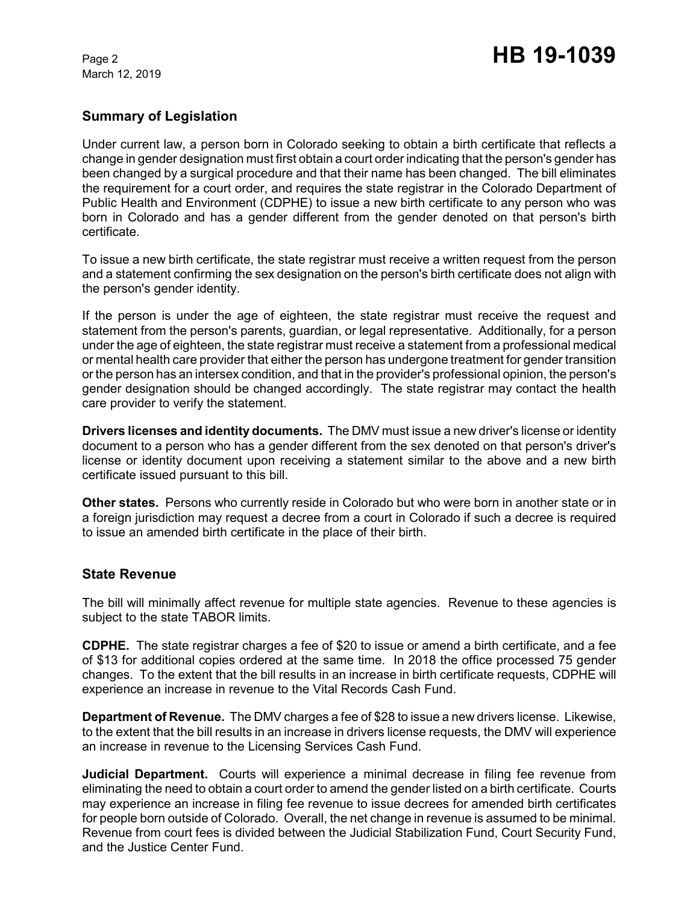## Summary of Legislation

Under current law, a person born in Colorado seeking to obtain a birth certificate that reflects a change in gender designation must first obtain a court order indicating that the person's gender has been changed by a surgical procedure and that their name has been changed. The bill eliminates the requirement for a court order, and requires the state registrar in the Colorado Department of Public Health and Environment (CDPHE) to issue a new birth certificate to any person who was born in Colorado and has a gender different from the gender denoted on that person's birth certificate.

To issue a new birth certificate, the state registrar must receive a written request from the person and a statement confirming the sex designation on the person's birth certificate does not align with the person's gender identity.

If the person is under the age of eighteen, the state registrar must receive the request and statement from the person's parents, guardian, or legal representative. Additionally, for a person under the age of eighteen, the state registrar must receive a statement from a professional medical or mental health care provider that either the person has undergone treatment for gender transition or the person has an intersex condition, and that in the provider's professional opinion, the person's gender designation should be changed accordingly. The state registrar may contact the health care provider to verify the statement.

**Drivers licenses and identity documents.** The DMV must issue a new driver's license or identity document to a person who has a gender different from the sex denoted on that person's driver's license or identity document upon receiving a statement similar to the above and a new birth certificate issued pursuant to this bill.

**Other states.** Persons who currently reside in Colorado but who were born in another state or in a foreign jurisdiction may request a decree from a court in Colorado if such a decree is required to issue an amended birth certificate in the place of their birth.

## State Revenue

The bill will minimally affect revenue for multiple state agencies. Revenue to these agencies is subject to the state TABOR limits.

**CDPHE.** The state registrar charges a fee of $20 to issue or amend a birth certificate, and a fee of $13 for additional copies ordered at the same time. In 2018 the office processed 75 gender changes. To the extent that the bill results in an increase in birth certificate requests, CDPHE will experience an increase in revenue to the Vital Records Cash Fund.

**Department of Revenue.** The DMV charges a fee of $28 to issue a new drivers license. Likewise, to the extent that the bill results in an increase in drivers license requests, the DMV will experience an increase in revenue to the Licensing Services Cash Fund.

**Judicial Department.** Courts will experience a minimal decrease in filing fee revenue from eliminating the need to obtain a court order to amend the gender listed on a birth certificate. Courts may experience an increase in filing fee revenue to issue decrees for amended birth certificates for people born outside of Colorado. Overall, the net change in revenue is assumed to be minimal. Revenue from court fees is divided between the Judicial Stabilization Fund, Court Security Fund, and the Justice Center Fund.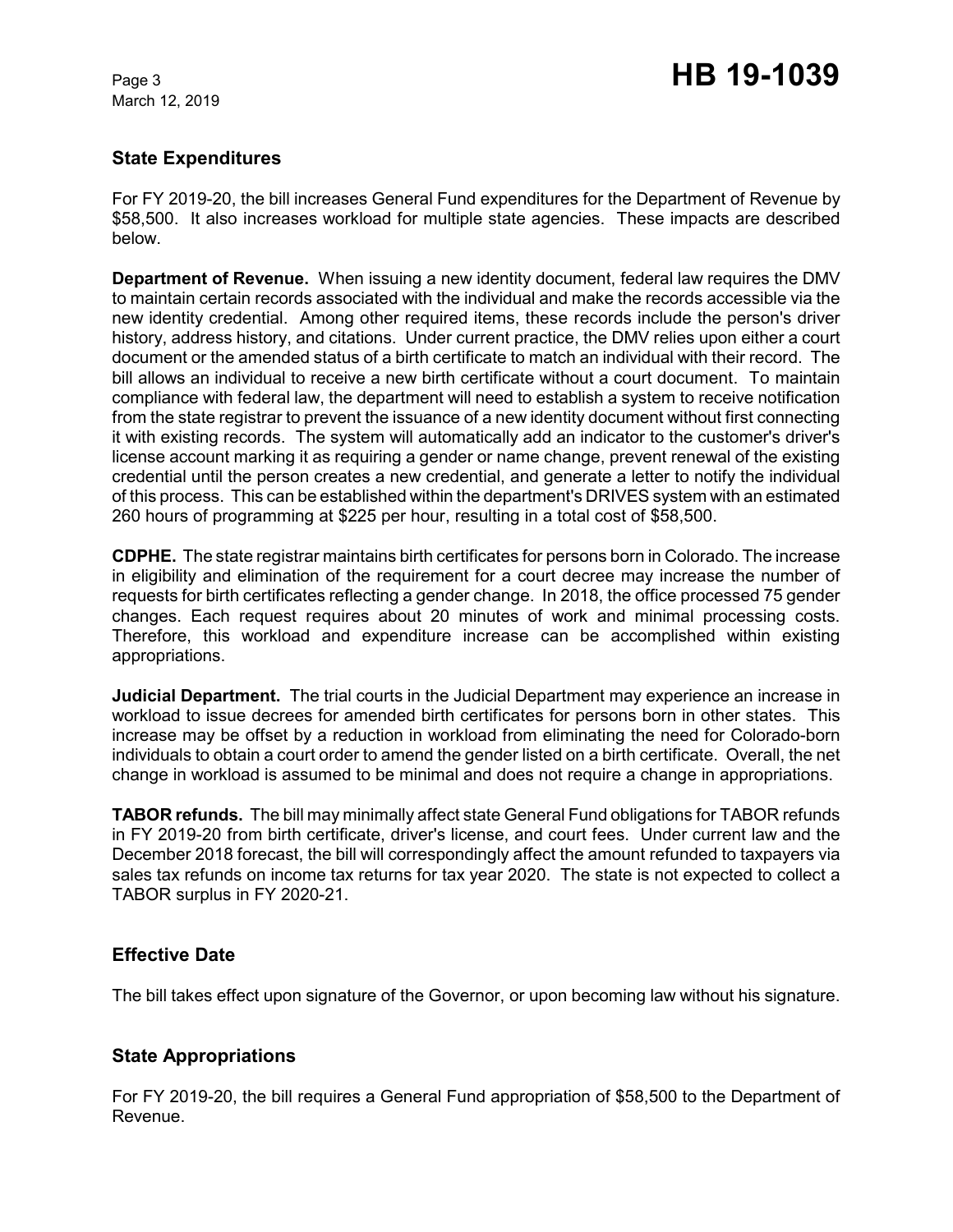## State Expenditures

For FY 2019-20, the bill increases General Fund expenditures for the Department of Revenue by $58,500. It also increases workload for multiple state agencies. These impacts are described below.

**Department of Revenue.** When issuing a new identity document, federal law requires the DMV to maintain certain records associated with the individual and make the records accessible via the new identity credential. Among other required items, these records include the person's driver history, address history, and citations. Under current practice, the DMV relies upon either a court document or the amended status of a birth certificate to match an individual with their record. The bill allows an individual to receive a new birth certificate without a court document. To maintain compliance with federal law, the department will need to establish a system to receive notification from the state registrar to prevent the issuance of a new identity document without first connecting it with existing records. The system will automatically add an indicator to the customer's driver's license account marking it as requiring a gender or name change, prevent renewal of the existing credential until the person creates a new credential, and generate a letter to notify the individual of this process. This can be established within the department's DRIVES system with an estimated 260 hours of programming at $225 per hour, resulting in a total cost of $58,500.

**CDPHE.** The state registrar maintains birth certificates for persons born in Colorado. The increase in eligibility and elimination of the requirement for a court decree may increase the number of requests for birth certificates reflecting a gender change. In 2018, the office processed 75 gender changes. Each request requires about 20 minutes of work and minimal processing costs. Therefore, this workload and expenditure increase can be accomplished within existing appropriations.

**Judicial Department.** The trial courts in the Judicial Department may experience an increase in workload to issue decrees for amended birth certificates for persons born in other states. This increase may be offset by a reduction in workload from eliminating the need for Colorado-born individuals to obtain a court order to amend the gender listed on a birth certificate. Overall, the net change in workload is assumed to be minimal and does not require a change in appropriations.

**TABOR refunds.** The bill may minimally affect state General Fund obligations for TABOR refunds in FY 2019-20 from birth certificate, driver's license, and court fees. Under current law and the December 2018 forecast, the bill will correspondingly affect the amount refunded to taxpayers via sales tax refunds on income tax returns for tax year 2020. The state is not expected to collect a TABOR surplus in FY 2020-21.

## Effective Date

The bill takes effect upon signature of the Governor, or upon becoming law without his signature.

## State Appropriations

For FY 2019-20, the bill requires a General Fund appropriation of $58,500 to the Department of Revenue.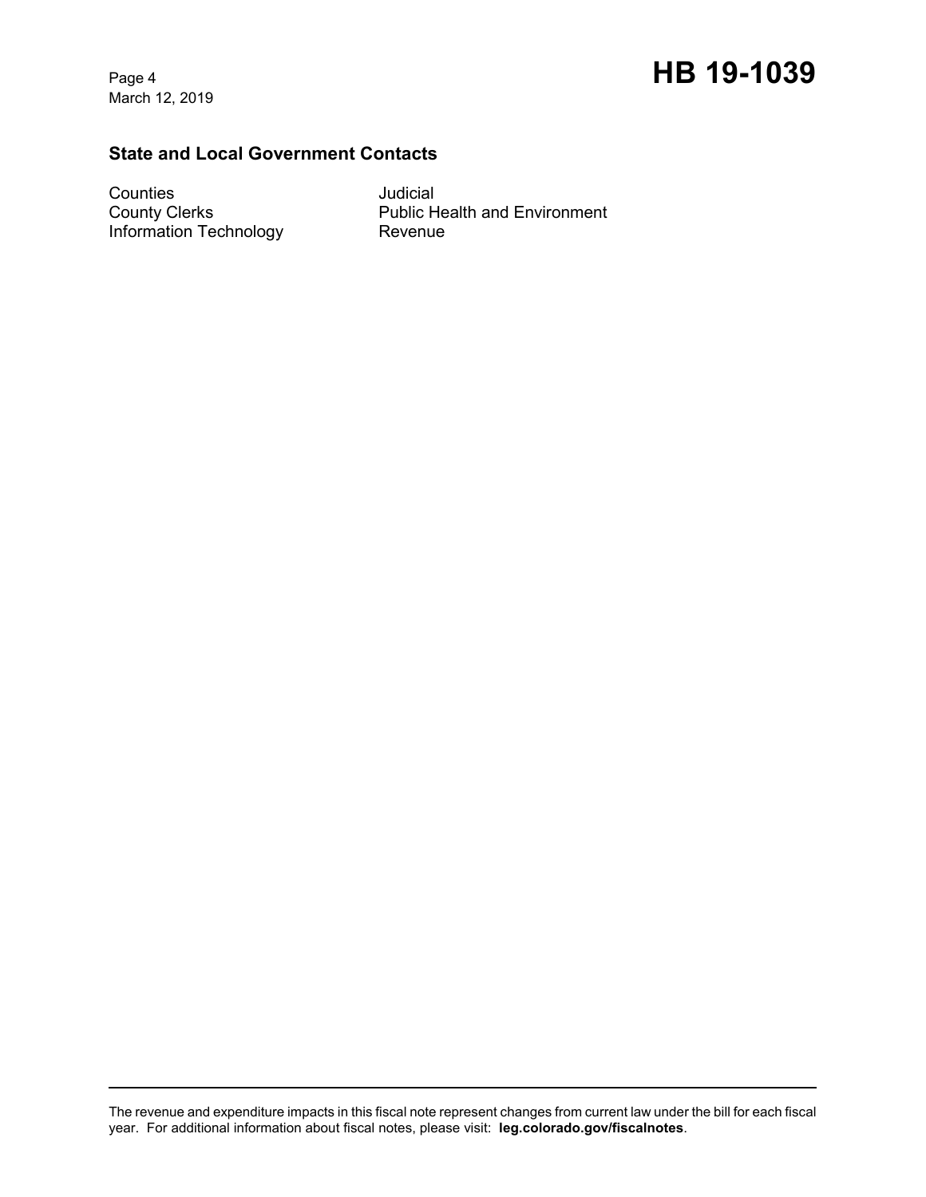## State and Local Government Contacts

| | |
|---|---|
| Counties | Judicial |
| County Clerks | Public Health and Environment |
| Information Technology | Revenue |

The revenue and expenditure impacts in this fiscal note represent changes from current law under the bill for each fiscal year. For additional information about fiscal notes, please visit: **leg.colorado.gov/fiscalnotes**.